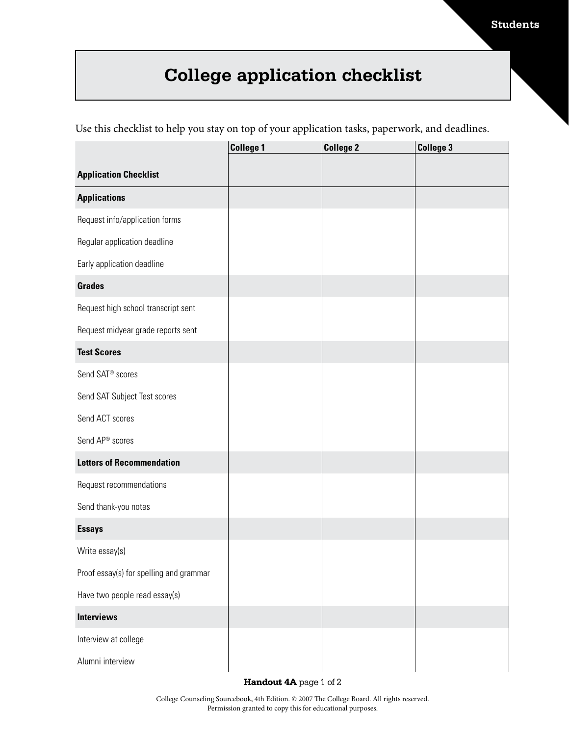# College application checklist

Use this checklist to help you stay on top of your application tasks, paperwork, and deadlines.

| Application Checklist | College 1 | College 2 | College 3 |
|---|---|---|---|
| **Applications** | | | |
| Request info/application forms | | | |
| Regular application deadline | | | |
| Early application deadline | | | |
| **Grades** | | | |
| Request high school transcript sent | | | |
| Request midyear grade reports sent | | | |
| **Test Scores** | | | |
| Send SAT® scores | | | |
| Send SAT Subject Test scores | | | |
| Send ACT scores | | | |
| Send AP® scores | | | |
| **Letters of Recommendation** | | | |
| Request recommendations | | | |
| Send thank-you notes | | | |
| **Essays** | | | |
| Write essay(s) | | | |
| Proof essay(s) for spelling and grammar | | | |
| Have two people read essay(s) | | | |
| **Interviews** | | | |
| Interview at college | | | |
| Alumni interview | | | |

**Handout 4A** page 1 of 2

College Counseling Sourcebook, 4th Edition. © 2007 The College Board. All rights reserved. Permission granted to copy this for educational purposes.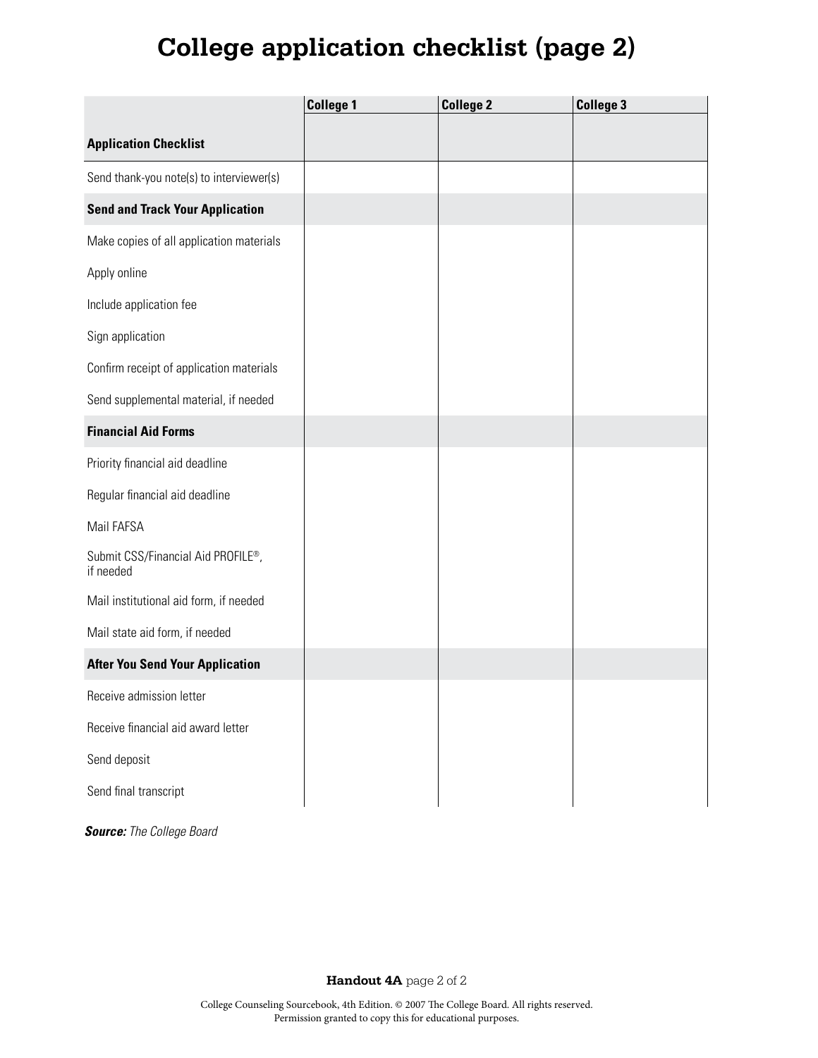# College application checklist (page 2)

| | College 1 | College 2 | College 3 |
|---|---|---|---|
| **Application Checklist** | | | |
| Send thank-you note(s) to interviewer(s) | | | |
| **Send and Track Your Application** | | | |
| Make copies of all application materials | | | |
| Apply online | | | |
| Include application fee | | | |
| Sign application | | | |
| Confirm receipt of application materials | | | |
| Send supplemental material, if needed | | | |
| **Financial Aid Forms** | | | |
| Priority financial aid deadline | | | |
| Regular financial aid deadline | | | |
| Mail FAFSA | | | |
| Submit CSS/Financial Aid PROFILE®, if needed | | | |
| Mail institutional aid form, if needed | | | |
| Mail state aid form, if needed | | | |
| **After You Send Your Application** | | | |
| Receive admission letter | | | |
| Receive financial aid award letter | | | |
| Send deposit | | | |
| Send final transcript | | | |

***Source:*** *The College Board*

**Handout 4A** page 2 of 2

College Counseling Sourcebook, 4th Edition. © 2007 The College Board. All rights reserved.
Permission granted to copy this for educational purposes.